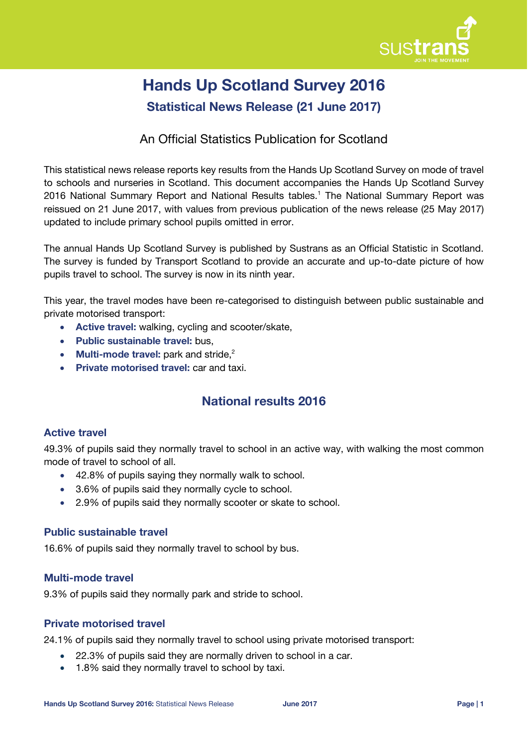# Hands Up Scotland Survey 2016

## Statistical News Release (21 June 2017)

An Official Statistics Publication for Scotland

This statistical news release reports key results from the Hands Up Scotland Survey on mode of travel to schools and nurseries in Scotland. This document accompanies the Hands Up Scotland Survey 2016 National Summary Report and National Results tables.[1] The National Summary Report was reissued on 21 June 2017, with values from previous publication of the news release (25 May 2017) updated to include primary school pupils omitted in error.

The annual Hands Up Scotland Survey is published by Sustrans as an Official Statistic in Scotland. The survey is funded by Transport Scotland to provide an accurate and up-to-date picture of how pupils travel to school. The survey is now in its ninth year.

This year, the travel modes have been re-categorised to distinguish between public sustainable and private motorised transport:

- **Active travel:** walking, cycling and scooter/skate,
- **Public sustainable travel:** bus,
- **Multi-mode travel:** park and stride,[2]
- **Private motorised travel:** car and taxi.

## National results 2016

### Active travel

49.3% of pupils said they normally travel to school in an active way, with walking the most common mode of travel to school of all.

- 42.8% of pupils saying they normally walk to school.
- 3.6% of pupils said they normally cycle to school.
- 2.9% of pupils said they normally scooter or skate to school.

### Public sustainable travel

16.6% of pupils said they normally travel to school by bus.

### Multi-mode travel

9.3% of pupils said they normally park and stride to school.

### Private motorised travel

24.1% of pupils said they normally travel to school using private motorised transport:

- 22.3% of pupils said they are normally driven to school in a car.
- 1.8% said they normally travel to school by taxi.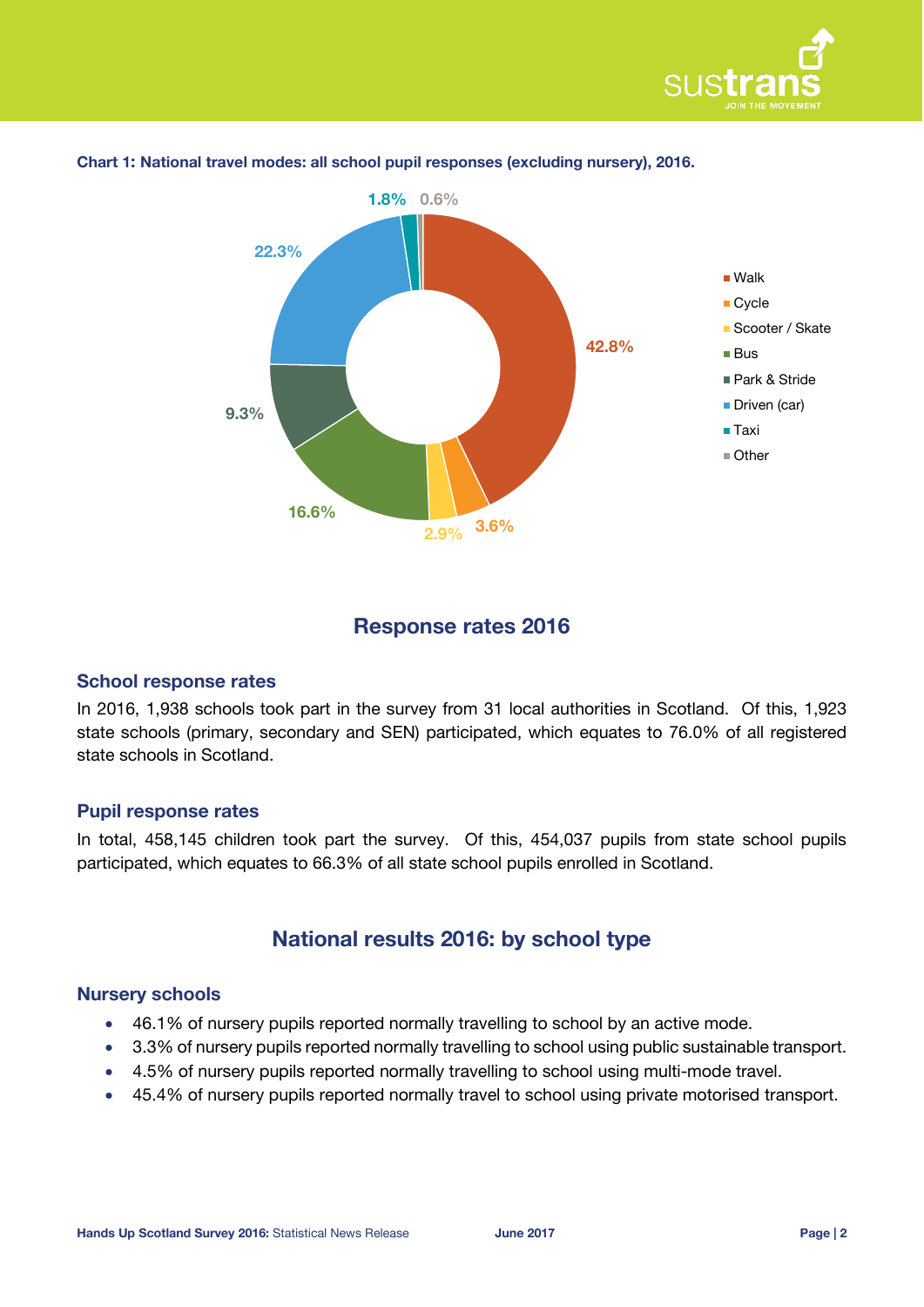**Chart 1: National travel modes: all school pupil responses (excluding nursery), 2016.**

| Mode | Percentage |
| --- | --- |
| Walk | 42.8% |
| Cycle | 3.6% |
| Scooter / Skate | 2.9% |
| Bus | 16.6% |
| Park & Stride | 9.3% |
| Driven (car) | 22.3% |
| Taxi | 1.8% |
| Other | 0.6% |

## Response rates 2016

### School response rates

In 2016, 1,938 schools took part in the survey from 31 local authorities in Scotland. Of this, 1,923 state schools (primary, secondary and SEN) participated, which equates to 76.0% of all registered state schools in Scotland.

### Pupil response rates

In total, 458,145 children took part the survey. Of this, 454,037 pupils from state school pupils participated, which equates to 66.3% of all state school pupils enrolled in Scotland.

## National results 2016: by school type

### Nursery schools

- 46.1% of nursery pupils reported normally travelling to school by an active mode.
- 3.3% of nursery pupils reported normally travelling to school using public sustainable transport.
- 4.5% of nursery pupils reported normally travelling to school using multi-mode travel.
- 45.4% of nursery pupils reported normally travel to school using private motorised transport.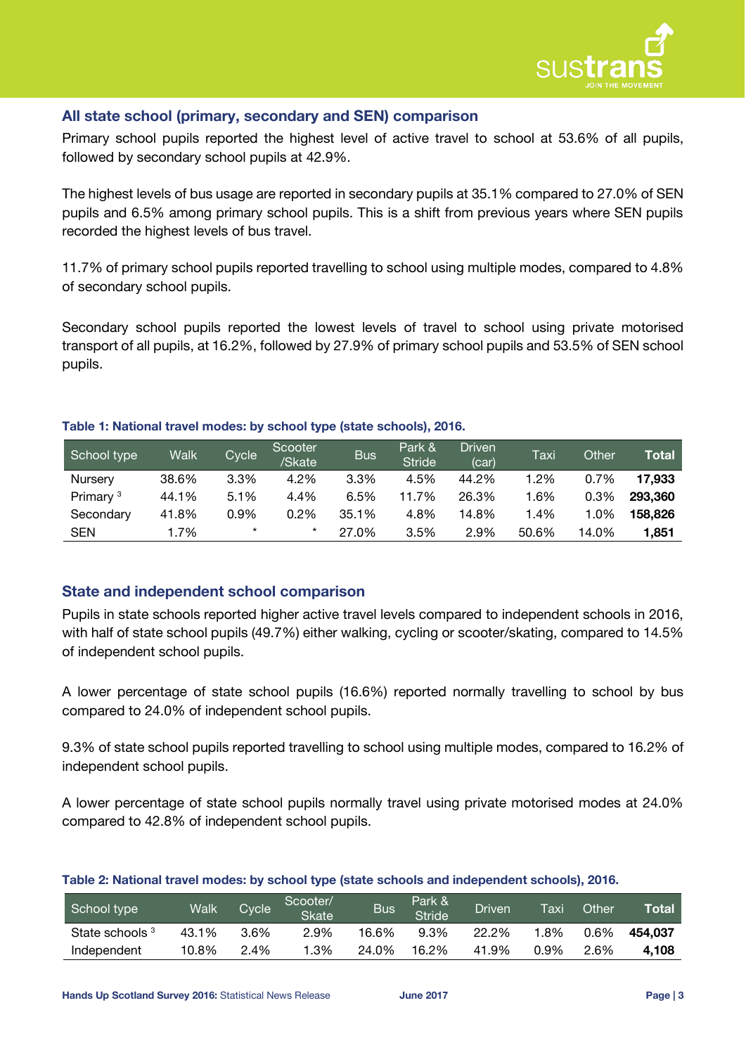## All state school (primary, secondary and SEN) comparison

Primary school pupils reported the highest level of active travel to school at 53.6% of all pupils, followed by secondary school pupils at 42.9%.

The highest levels of bus usage are reported in secondary pupils at 35.1% compared to 27.0% of SEN pupils and 6.5% among primary school pupils. This is a shift from previous years where SEN pupils recorded the highest levels of bus travel.

11.7% of primary school pupils reported travelling to school using multiple modes, compared to 4.8% of secondary school pupils.

Secondary school pupils reported the lowest levels of travel to school using private motorised transport of all pupils, at 16.2%, followed by 27.9% of primary school pupils and 53.5% of SEN school pupils.

**Table 1: National travel modes: by school type (state schools), 2016.**

| School type | Walk | Cycle | Scooter /Skate | Bus | Park & Stride | Driven (car) | Taxi | Other | Total |
|---|---|---|---|---|---|---|---|---|---|
| Nursery | 38.6% | 3.3% | 4.2% | 3.3% | 4.5% | 44.2% | 1.2% | 0.7% | **17,933** |
| Primary [3] | 44.1% | 5.1% | 4.4% | 6.5% | 11.7% | 26.3% | 1.6% | 0.3% | **293,360** |
| Secondary | 41.8% | 0.9% | 0.2% | 35.1% | 4.8% | 14.8% | 1.4% | 1.0% | **158,826** |
| SEN | 1.7% | * | * | 27.0% | 3.5% | 2.9% | 50.6% | 14.0% | **1,851** |

## State and independent school comparison

Pupils in state schools reported higher active travel levels compared to independent schools in 2016, with half of state school pupils (49.7%) either walking, cycling or scooter/skating, compared to 14.5% of independent school pupils.

A lower percentage of state school pupils (16.6%) reported normally travelling to school by bus compared to 24.0% of independent school pupils.

9.3% of state school pupils reported travelling to school using multiple modes, compared to 16.2% of independent school pupils.

A lower percentage of state school pupils normally travel using private motorised modes at 24.0% compared to 42.8% of independent school pupils.

**Table 2: National travel modes: by school type (state schools and independent schools), 2016.**

| School type | Walk | Cycle | Scooter/ Skate | Bus | Park & Stride | Driven | Taxi | Other | Total |
|---|---|---|---|---|---|---|---|---|---|
| State schools [3] | 43.1% | 3.6% | 2.9% | 16.6% | 9.3% | 22.2% | 1.8% | 0.6% | **454,037** |
| Independent | 10.8% | 2.4% | 1.3% | 24.0% | 16.2% | 41.9% | 0.9% | 2.6% | **4,108** |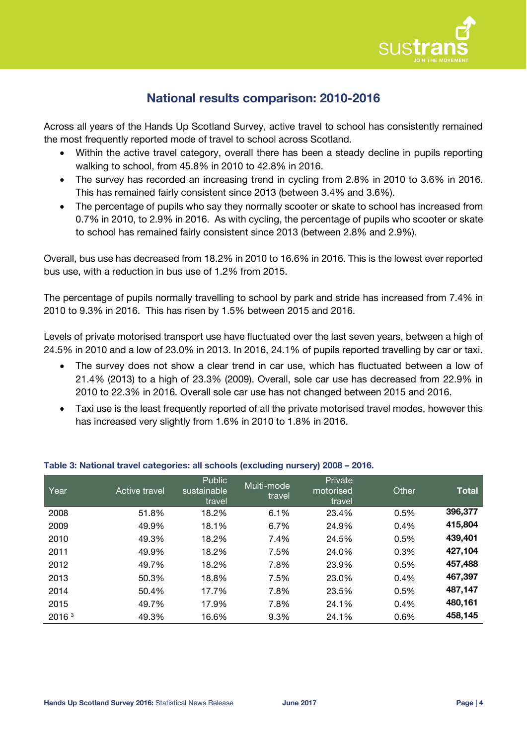## National results comparison: 2010-2016

Across all years of the Hands Up Scotland Survey, active travel to school has consistently remained the most frequently reported mode of travel to school across Scotland.

- Within the active travel category, overall there has been a steady decline in pupils reporting walking to school, from 45.8% in 2010 to 42.8% in 2016.
- The survey has recorded an increasing trend in cycling from 2.8% in 2010 to 3.6% in 2016. This has remained fairly consistent since 2013 (between 3.4% and 3.6%).
- The percentage of pupils who say they normally scooter or skate to school has increased from 0.7% in 2010, to 2.9% in 2016. As with cycling, the percentage of pupils who scooter or skate to school has remained fairly consistent since 2013 (between 2.8% and 2.9%).

Overall, bus use has decreased from 18.2% in 2010 to 16.6% in 2016. This is the lowest ever reported bus use, with a reduction in bus use of 1.2% from 2015.

The percentage of pupils normally travelling to school by park and stride has increased from 7.4% in 2010 to 9.3% in 2016. This has risen by 1.5% between 2015 and 2016.

Levels of private motorised transport use have fluctuated over the last seven years, between a high of 24.5% in 2010 and a low of 23.0% in 2013. In 2016, 24.1% of pupils reported travelling by car or taxi.

- The survey does not show a clear trend in car use, which has fluctuated between a low of 21.4% (2013) to a high of 23.3% (2009). Overall, sole car use has decreased from 22.9% in 2010 to 22.3% in 2016. Overall sole car use has not changed between 2015 and 2016.
- Taxi use is the least frequently reported of all the private motorised travel modes, however this has increased very slightly from 1.6% in 2010 to 1.8% in 2016.

**Table 3: National travel categories: all schools (excluding nursery) 2008 – 2016.**

| Year | Active travel | Public sustainable travel | Multi-mode travel | Private motorised travel | Other | **Total** |
|---|---|---|---|---|---|---|
| 2008 | 51.8% | 18.2% | 6.1% | 23.4% | 0.5% | **396,377** |
| 2009 | 49.9% | 18.1% | 6.7% | 24.9% | 0.4% | **415,804** |
| 2010 | 49.3% | 18.2% | 7.4% | 24.5% | 0.5% | **439,401** |
| 2011 | 49.9% | 18.2% | 7.5% | 24.0% | 0.3% | **427,104** |
| 2012 | 49.7% | 18.2% | 7.8% | 23.9% | 0.5% | **457,488** |
| 2013 | 50.3% | 18.8% | 7.5% | 23.0% | 0.4% | **467,397** |
| 2014 | 50.4% | 17.7% | 7.8% | 23.5% | 0.5% | **487,147** |
| 2015 | 49.7% | 17.9% | 7.8% | 24.1% | 0.4% | **480,161** |
| 2016 [3] | 49.3% | 16.6% | 9.3% | 24.1% | 0.6% | **458,145** |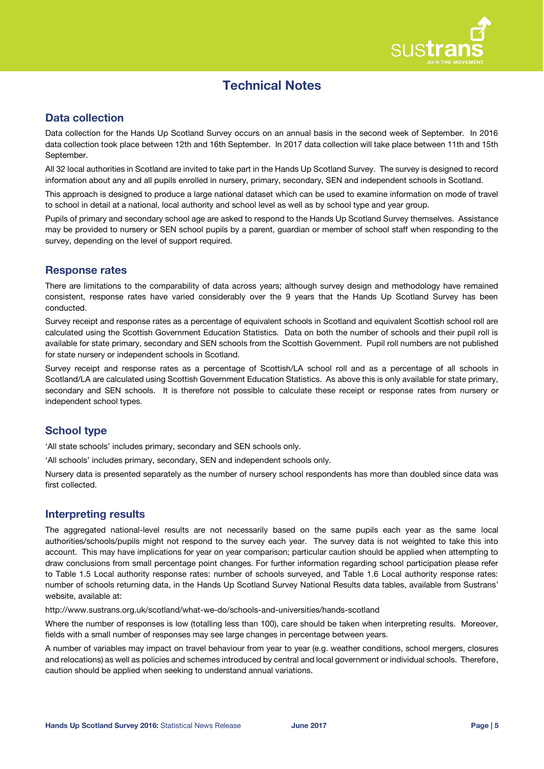# Technical Notes

## Data collection

Data collection for the Hands Up Scotland Survey occurs on an annual basis in the second week of September. In 2016 data collection took place between 12th and 16th September. In 2017 data collection will take place between 11th and 15th September.

All 32 local authorities in Scotland are invited to take part in the Hands Up Scotland Survey. The survey is designed to record information about any and all pupils enrolled in nursery, primary, secondary, SEN and independent schools in Scotland.

This approach is designed to produce a large national dataset which can be used to examine information on mode of travel to school in detail at a national, local authority and school level as well as by school type and year group.

Pupils of primary and secondary school age are asked to respond to the Hands Up Scotland Survey themselves. Assistance may be provided to nursery or SEN school pupils by a parent, guardian or member of school staff when responding to the survey, depending on the level of support required.

## Response rates

There are limitations to the comparability of data across years; although survey design and methodology have remained consistent, response rates have varied considerably over the 9 years that the Hands Up Scotland Survey has been conducted.

Survey receipt and response rates as a percentage of equivalent schools in Scotland and equivalent Scottish school roll are calculated using the Scottish Government Education Statistics. Data on both the number of schools and their pupil roll is available for state primary, secondary and SEN schools from the Scottish Government. Pupil roll numbers are not published for state nursery or independent schools in Scotland.

Survey receipt and response rates as a percentage of Scottish/LA school roll and as a percentage of all schools in Scotland/LA are calculated using Scottish Government Education Statistics. As above this is only available for state primary, secondary and SEN schools. It is therefore not possible to calculate these receipt or response rates from nursery or independent school types.

## School type

'All state schools' includes primary, secondary and SEN schools only.

'All schools' includes primary, secondary, SEN and independent schools only.

Nursery data is presented separately as the number of nursery school respondents has more than doubled since data was first collected.

## Interpreting results

The aggregated national-level results are not necessarily based on the same pupils each year as the same local authorities/schools/pupils might not respond to the survey each year. The survey data is not weighted to take this into account. This may have implications for year on year comparison; particular caution should be applied when attempting to draw conclusions from small percentage point changes. For further information regarding school participation please refer to Table 1.5 Local authority response rates: number of schools surveyed, and Table 1.6 Local authority response rates: number of schools returning data, in the Hands Up Scotland Survey National Results data tables, available from Sustrans' website, available at:

http://www.sustrans.org.uk/scotland/what-we-do/schools-and-universities/hands-scotland

Where the number of responses is low (totalling less than 100), care should be taken when interpreting results. Moreover, fields with a small number of responses may see large changes in percentage between years.

A number of variables may impact on travel behaviour from year to year (e.g. weather conditions, school mergers, closures and relocations) as well as policies and schemes introduced by central and local government or individual schools. Therefore, caution should be applied when seeking to understand annual variations.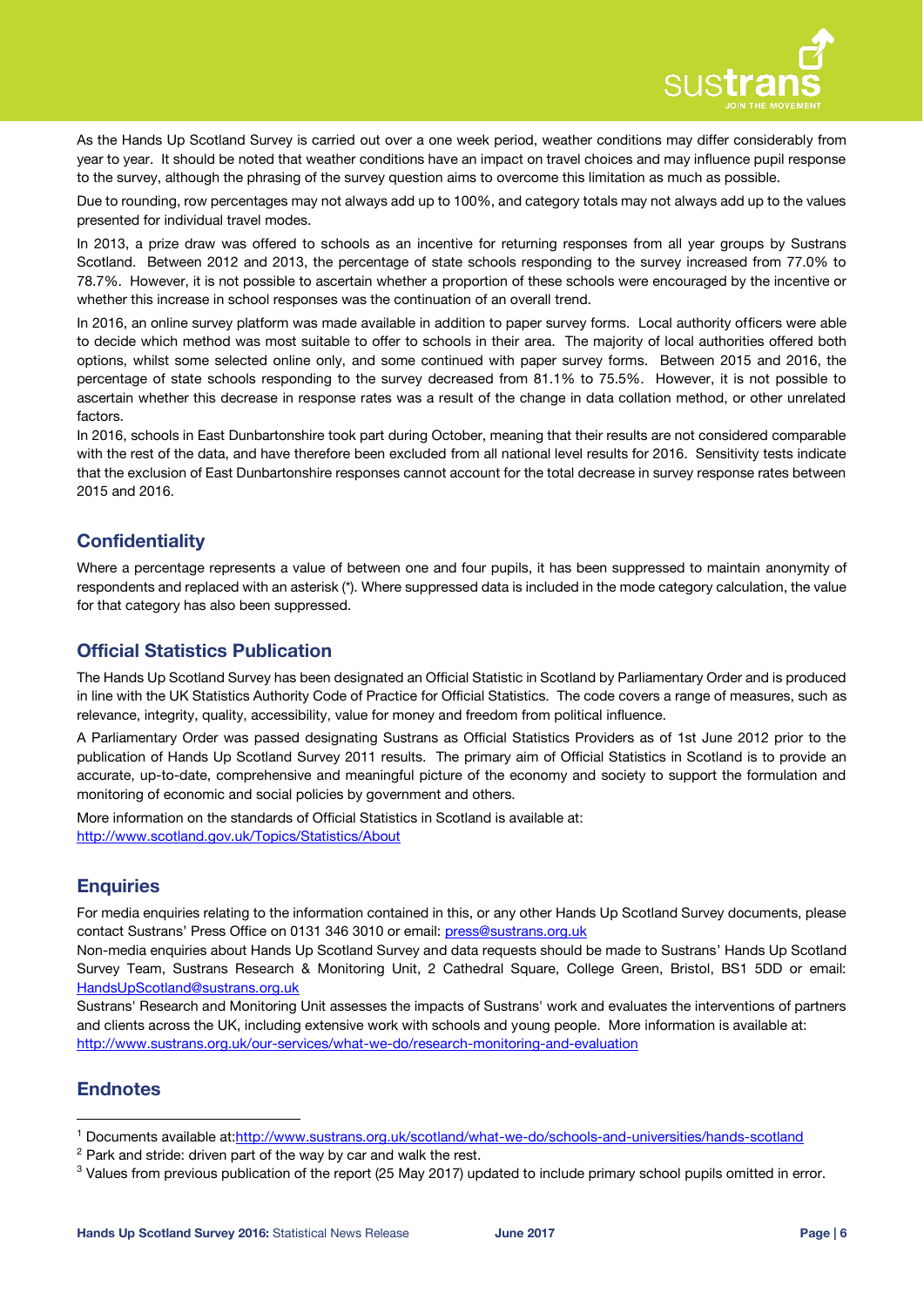As the Hands Up Scotland Survey is carried out over a one week period, weather conditions may differ considerably from year to year. It should be noted that weather conditions have an impact on travel choices and may influence pupil response to the survey, although the phrasing of the survey question aims to overcome this limitation as much as possible.

Due to rounding, row percentages may not always add up to 100%, and category totals may not always add up to the values presented for individual travel modes.

In 2013, a prize draw was offered to schools as an incentive for returning responses from all year groups by Sustrans Scotland. Between 2012 and 2013, the percentage of state schools responding to the survey increased from 77.0% to 78.7%. However, it is not possible to ascertain whether a proportion of these schools were encouraged by the incentive or whether this increase in school responses was the continuation of an overall trend.

In 2016, an online survey platform was made available in addition to paper survey forms. Local authority officers were able to decide which method was most suitable to offer to schools in their area. The majority of local authorities offered both options, whilst some selected online only, and some continued with paper survey forms. Between 2015 and 2016, the percentage of state schools responding to the survey decreased from 81.1% to 75.5%. However, it is not possible to ascertain whether this decrease in response rates was a result of the change in data collation method, or other unrelated factors.

In 2016, schools in East Dunbartonshire took part during October, meaning that their results are not considered comparable with the rest of the data, and have therefore been excluded from all national level results for 2016. Sensitivity tests indicate that the exclusion of East Dunbartonshire responses cannot account for the total decrease in survey response rates between 2015 and 2016.

## Confidentiality

Where a percentage represents a value of between one and four pupils, it has been suppressed to maintain anonymity of respondents and replaced with an asterisk (*). Where suppressed data is included in the mode category calculation, the value for that category has also been suppressed.

## Official Statistics Publication

The Hands Up Scotland Survey has been designated an Official Statistic in Scotland by Parliamentary Order and is produced in line with the UK Statistics Authority Code of Practice for Official Statistics. The code covers a range of measures, such as relevance, integrity, quality, accessibility, value for money and freedom from political influence.

A Parliamentary Order was passed designating Sustrans as Official Statistics Providers as of 1st June 2012 prior to the publication of Hands Up Scotland Survey 2011 results. The primary aim of Official Statistics in Scotland is to provide an accurate, up-to-date, comprehensive and meaningful picture of the economy and society to support the formulation and monitoring of economic and social policies by government and others.

More information on the standards of Official Statistics in Scotland is available at:
http://www.scotland.gov.uk/Topics/Statistics/About

## Enquiries

For media enquiries relating to the information contained in this, or any other Hands Up Scotland Survey documents, please contact Sustrans' Press Office on 0131 346 3010 or email: press@sustrans.org.uk

Non-media enquiries about Hands Up Scotland Survey and data requests should be made to Sustrans' Hands Up Scotland Survey Team, Sustrans Research & Monitoring Unit, 2 Cathedral Square, College Green, Bristol, BS1 5DD or email: HandsUpScotland@sustrans.org.uk

Sustrans' Research and Monitoring Unit assesses the impacts of Sustrans' work and evaluates the interventions of partners and clients across the UK, including extensive work with schools and young people. More information is available at: http://www.sustrans.org.uk/our-services/what-we-do/research-monitoring-and-evaluation

## Endnotes

[1] Documents available at:http://www.sustrans.org.uk/scotland/what-we-do/schools-and-universities/hands-scotland

[2] Park and stride: driven part of the way by car and walk the rest.

[3] Values from previous publication of the report (25 May 2017) updated to include primary school pupils omitted in error.